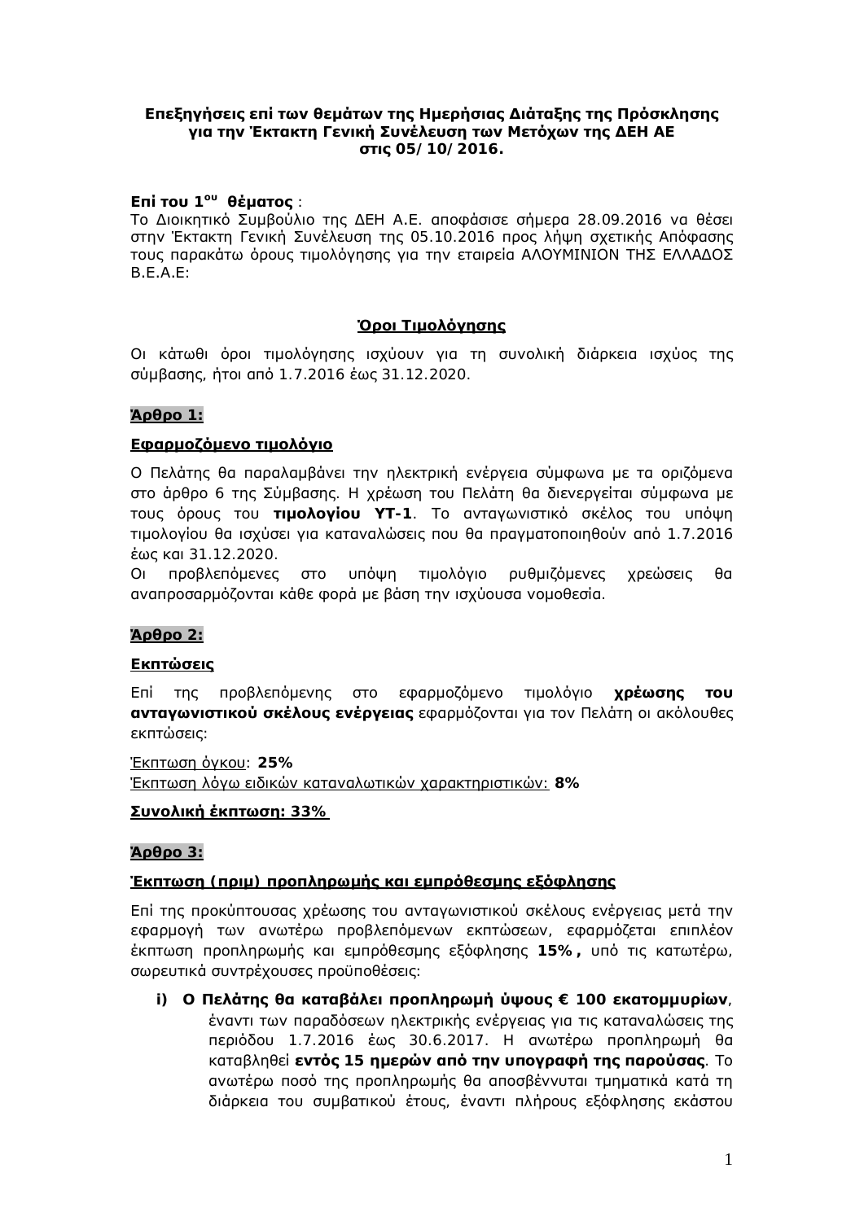**Επεξηγήσεις επί των θεμάτων της Ημερήσιας Διάταξης της Πρόσκλησης για την Έκτακτη Γενική Συνέλευση των Μετόχων της ΔΕΗ ΑΕ στις 05/10/2016.**

**Επί του 1ου θέματος** :
Το Διοικητικό Συμβούλιο της ΔΕΗ Α.Ε. αποφάσισε σήμερα 28.09.2016 να θέσει στην Έκτακτη Γενική Συνέλευση της 05.10.2016 προς λήψη σχετικής Απόφασης τους παρακάτω όρους τιμολόγησης για την εταιρεία ΑΛΟΥΜΙΝΙΟΝ ΤΗΣ ΕΛΛΑΔΟΣ Β.Ε.Α.Ε:

## Όροι Τιμολόγησης

Οι κάτωθι όροι τιμολόγησης ισχύουν για τη συνολική διάρκεια ισχύος της σύμβασης, ήτοι από 1.7.2016 έως 31.12.2020.

### Άρθρο 1:

**Εφαρμοζόμενο τιμολόγιο**

Ο Πελάτης θα παραλαμβάνει την ηλεκτρική ενέργεια σύμφωνα με τα οριζόμενα στο άρθρο 6 της Σύμβασης. Η χρέωση του Πελάτη θα διενεργείται σύμφωνα με τους όρους του **τιμολογίου ΥΤ-1**. Το ανταγωνιστικό σκέλος του υπόψη τιμολογίου θα ισχύσει για καταναλώσεις που θα πραγματοποιηθούν από 1.7.2016 έως και 31.12.2020.
Οι προβλεπόμενες στο υπόψη τιμολόγιο ρυθμιζόμενες χρεώσεις θα αναπροσαρμόζονται κάθε φορά με βάση την ισχύουσα νομοθεσία.

### Άρθρο 2:

**Εκπτώσεις**

Επί της προβλεπόμενης στο εφαρμοζόμενο τιμολόγιο **χρέωσης του ανταγωνιστικού σκέλους ενέργειας** εφαρμόζονται για τον Πελάτη οι ακόλουθες εκπτώσεις:

Έκπτωση όγκου: **25%**
Έκπτωση λόγω ειδικών καταναλωτικών χαρακτηριστικών: **8%**

**Συνολική έκπτωση: 33%**

### Άρθρο 3:

**Έκπτωση (πριμ) προπληρωμής και εμπρόθεσμης εξόφλησης**

Επί της προκύπτουσας χρέωσης του ανταγωνιστικού σκέλους ενέργειας μετά την εφαρμογή των ανωτέρω προβλεπόμενων εκπτώσεων, εφαρμόζεται επιπλέον έκπτωση προπληρωμής και εμπρόθεσμης εξόφλησης **15%**, υπό τις κατωτέρω, σωρευτικά συντρέχουσες προϋποθέσεις:

i) **Ο Πελάτης θα καταβάλει προπληρωμή ύψους € 100 εκατομμυρίων**, έναντι των παραδόσεων ηλεκτρικής ενέργειας για τις καταναλώσεις της περιόδου 1.7.2016 έως 30.6.2017. Η ανωτέρω προπληρωμή θα καταβληθεί **εντός 15 ημερών από την υπογραφή της παρούσας**. Το ανωτέρω ποσό της προπληρωμής θα αποσβέννυται τμηματικά κατά τη διάρκεια του συμβατικού έτους, έναντι πλήρους εξόφλησης εκάστου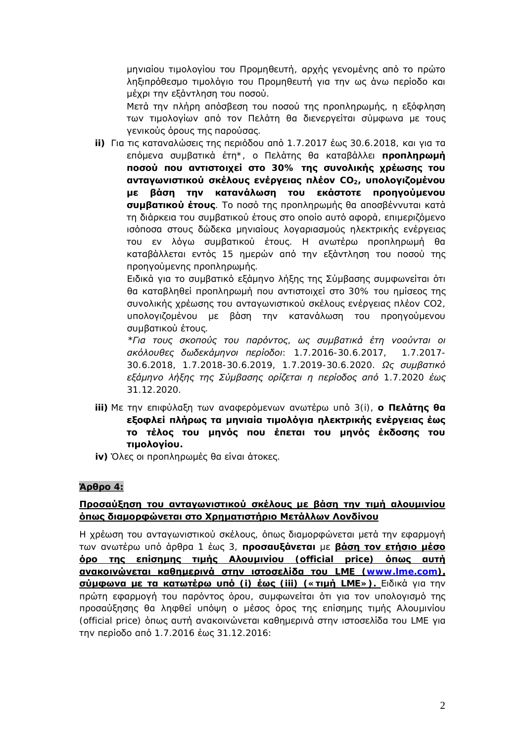μηνιαίου τιμολογίου του Προμηθευτή, αρχής γενομένης από το πρώτο ληξιπρόθεσμο τιμολόγιο του Προμηθευτή για την ως άνω περίοδο και μέχρι την εξάντληση του ποσού.

Μετά την πλήρη απόσβεση του ποσού της προπληρωμής, η εξόφληση των τιμολογίων από τον Πελάτη θα διενεργείται σύμφωνα με τους γενικούς όρους της παρούσας.

**ii)** Για τις καταναλώσεις της περιόδου από 1.7.2017 έως 30.6.2018, και για τα επόμενα συμβατικά έτη*, ο Πελάτης θα καταβάλλει **προπληρωμή ποσού που αντιστοιχεί στο 30% της συνολικής χρέωσης του ανταγωνιστικού σκέλους ενέργειας πλέον $CO_2$, υπολογιζομένου με βάση την κατανάλωση του εκάστοτε προηγούμενου συμβατικού έτους**. Το ποσό της προπληρωμής θα αποσβέννυται κατά τη διάρκεια του συμβατικού έτους στο οποίο αυτό αφορά, επιμεριζόμενο ισόποσα στους δώδεκα μηνιαίους λογαριασμούς ηλεκτρικής ενέργειας του εν λόγω συμβατικού έτους. Η ανωτέρω προπληρωμή θα καταβάλλεται εντός 15 ημερών από την εξάντληση του ποσού της προηγούμενης προπληρωμής.

Ειδικά για το συμβατικό εξάμηνο λήξης της Σύμβασης συμφωνείται ότι θα καταβληθεί προπληρωμή που αντιστοιχεί στο 30% του ημίσεος της συνολικής χρέωσης του ανταγωνιστικού σκέλους ενέργειας πλέον $CO_2$, υπολογιζομένου με βάση την κατανάλωση του προηγούμενου συμβατικού έτους.

*\*Για τους σκοπούς του παρόντος, ως συμβατικά έτη νοούνται οι ακόλουθες δωδεκάμηνοι περίοδοι*: 1.7.2016-30.6.2017, 1.7.2017-30.6.2018, 1.7.2018-30.6.2019, 1.7.2019-30.6.2020. *Ως συμβατικό εξάμηνο λήξης της Σύμβασης ορίζεται η περίοδος από* 1.7.2020 *έως* 31.12.2020.

**iii)** Με την επιφύλαξη των αναφερόμενων ανωτέρω υπό 3(i), **ο Πελάτης θα εξοφλεί πλήρως τα μηνιαία τιμολόγια ηλεκτρικής ενέργειας έως το τέλος του μηνός που έπεται του μηνός έκδοσης του τιμολογίου.**

**iv)** Όλες οι προπληρωμές θα είναι άτοκες.

## Άρθρο 4:

### Προσαύξηση του ανταγωνιστικού σκέλους με βάση την τιμή αλουμινίου όπως διαμορφώνεται στο Χρηματιστήριο Μετάλλων Λονδίνου

Η χρέωση του ανταγωνιστικού σκέλους, όπως διαμορφώνεται μετά την εφαρμογή των ανωτέρω υπό άρθρα 1 έως 3, **προσαυξάνεται** με **βάση τον ετήσιο μέσο όρο της επίσημης τιμής Αλουμινίου (official price) όπως αυτή ανακοινώνεται καθημερινά στην ιστοσελίδα του LME (www.lme.com), σύμφωνα με τα κατωτέρω υπό (i) έως (iii) («τιμή LME»).** Ειδικά για την πρώτη εφαρμογή του παρόντος όρου, συμφωνείται ότι για τον υπολογισμό της προσαύξησης θα ληφθεί υπόψη ο μέσος όρος της επίσημης τιμής Αλουμινίου (official price) όπως αυτή ανακοινώνεται καθημερινά στην ιστοσελίδα του LME για την περίοδο από 1.7.2016 έως 31.12.2016: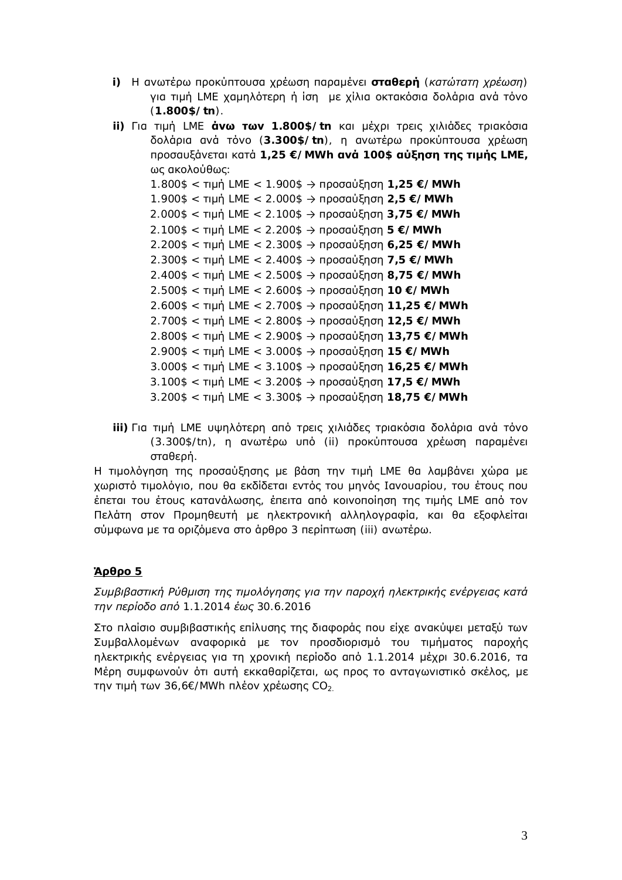**i)** Η ανωτέρω προκύπτουσα χρέωση παραμένει **σταθερή** (*κατώτατη χρέωση*) για τιμή LME χαμηλότερη ή ίση με χίλια οκτακόσια δολάρια ανά τόνο (**1.800$/tn**).

**ii)** Για τιμή LME **άνω των 1.800$/tn** και μέχρι τρεις χιλιάδες τριακόσια δολάρια ανά τόνο (**3.300$/tn**), η ανωτέρω προκύπτουσα χρέωση προσαυξάνεται κατά **1,25 €/MWh ανά 100$ αύξηση της τιμής LME,** ως ακολούθως:

1.800$ < τιμή LME < 1.900$ → προσαύξηση **1,25 €/MWh**
1.900$ < τιμή LME < 2.000$ → προσαύξηση **2,5 €/MWh**
2.000$ < τιμή LME < 2.100$ → προσαύξηση **3,75 €/MWh**
2.100$ < τιμή LME < 2.200$ → προσαύξηση **5 €/MWh**
2.200$ < τιμή LME < 2.300$ → προσαύξηση **6,25 €/MWh**
2.300$ < τιμή LME < 2.400$ → προσαύξηση **7,5 €/MWh**
2.400$ < τιμή LME < 2.500$ → προσαύξηση **8,75 €/MWh**
2.500$ < τιμή LME < 2.600$ → προσαύξηση **10 €/MWh**
2.600$ < τιμή LME < 2.700$ → προσαύξηση **11,25 €/MWh**
2.700$ < τιμή LME < 2.800$ → προσαύξηση **12,5 €/MWh**
2.800$ < τιμή LME < 2.900$ → προσαύξηση **13,75 €/MWh**
2.900$ < τιμή LME < 3.000$ → προσαύξηση **15 €/MWh**
3.000$ < τιμή LME < 3.100$ → προσαύξηση **16,25 €/MWh**
3.100$ < τιμή LME < 3.200$ → προσαύξηση **17,5 €/MWh**
3.200$ < τιμή LME < 3.300$ → προσαύξηση **18,75 €/MWh**

**iii)** Για τιμή LME υψηλότερη από τρεις χιλιάδες τριακόσια δολάρια ανά τόνο (3.300$/tn), η ανωτέρω υπό (ii) προκύπτουσα χρέωση παραμένει σταθερή.

Η τιμολόγηση της προσαύξησης με βάση την τιμή LME θα λαμβάνει χώρα με χωριστό τιμολόγιο, που θα εκδίδεται εντός του μηνός Ιανουαρίου, του έτους που έπεται του έτους κατανάλωσης, έπειτα από κοινοποίηση της τιμής LME από τον Πελάτη στον Προμηθευτή με ηλεκτρονική αλληλογραφία, και θα εξοφλείται σύμφωνα με τα οριζόμενα στο άρθρο 3 περίπτωση (iii) ανωτέρω.

## Άρθρο 5

*Συμβιβαστική Ρύθμιση της τιμολόγησης για την παροχή ηλεκτρικής ενέργειας κατά την περίοδο από* 1.1.2014 *έως* 30.6.2016

Στο πλαίσιο συμβιβαστικής επίλυσης της διαφοράς που είχε ανακύψει μεταξύ των Συμβαλλομένων αναφορικά με τον προσδιορισμό του τμήματος παροχής ηλεκτρικής ενέργειας για τη χρονική περίοδο από 1.1.2014 μέχρι 30.6.2016, τα Μέρη συμφωνούν ότι αυτή εκκαθαρίζεται, ως προς το ανταγωνιστικό σκέλος, με την τιμή των 36,6€/MWh πλέον χρέωσης $CO_2$.